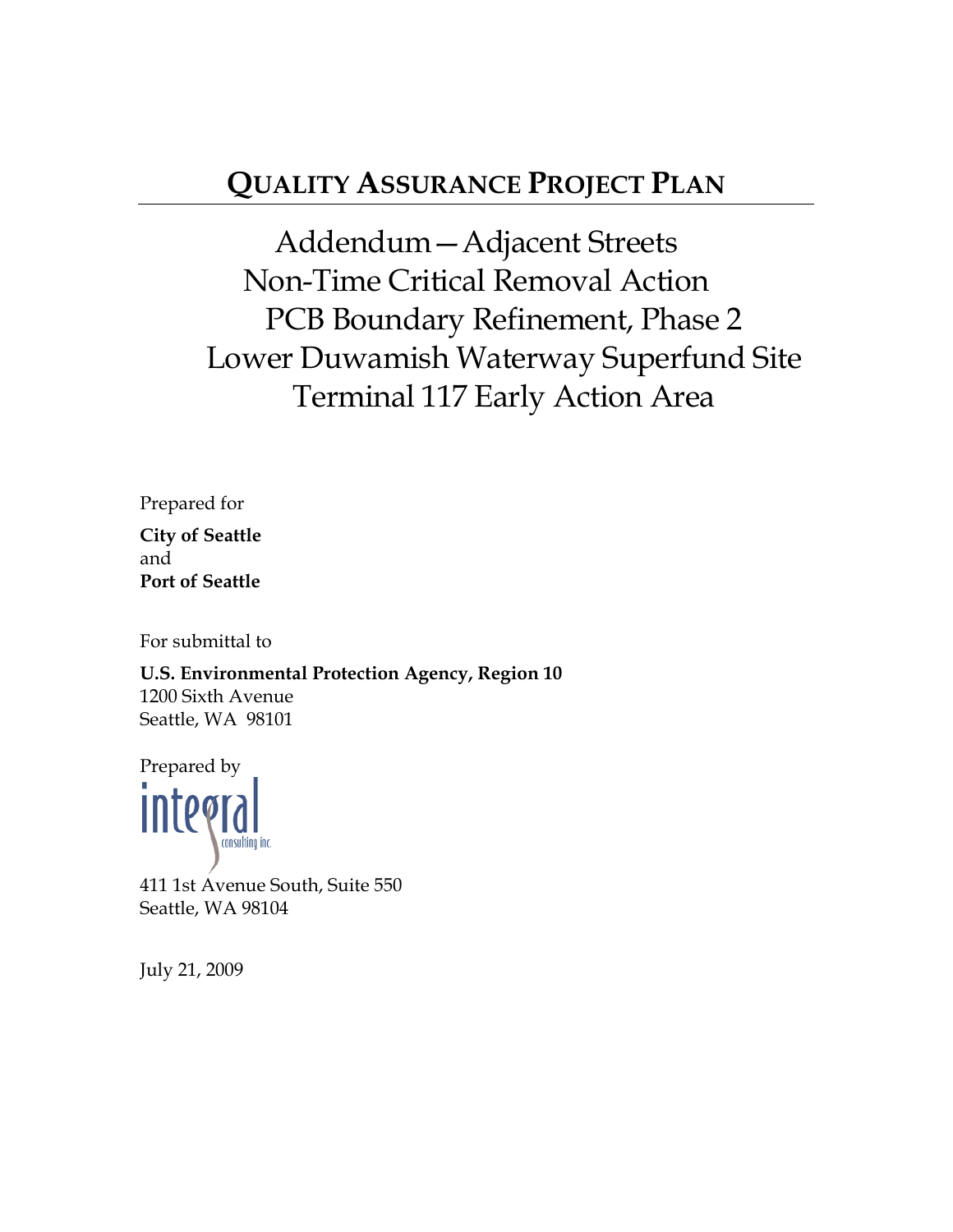# QUALITY ASSURANCE PROJECT PLAN

## Addendum—Adjacent Streets
## Non-Time Critical Removal Action
## PCB Boundary Refinement, Phase 2
## Lower Duwamish Waterway Superfund Site
## Terminal 117 Early Action Area

Prepared for

**City of Seattle**
and
**Port of Seattle**

For submittal to

**U.S. Environmental Protection Agency, Region 10**
1200 Sixth Avenue
Seattle, WA 98101

Prepared by

integral consulting inc.

411 1st Avenue South, Suite 550
Seattle, WA 98104

July 21, 2009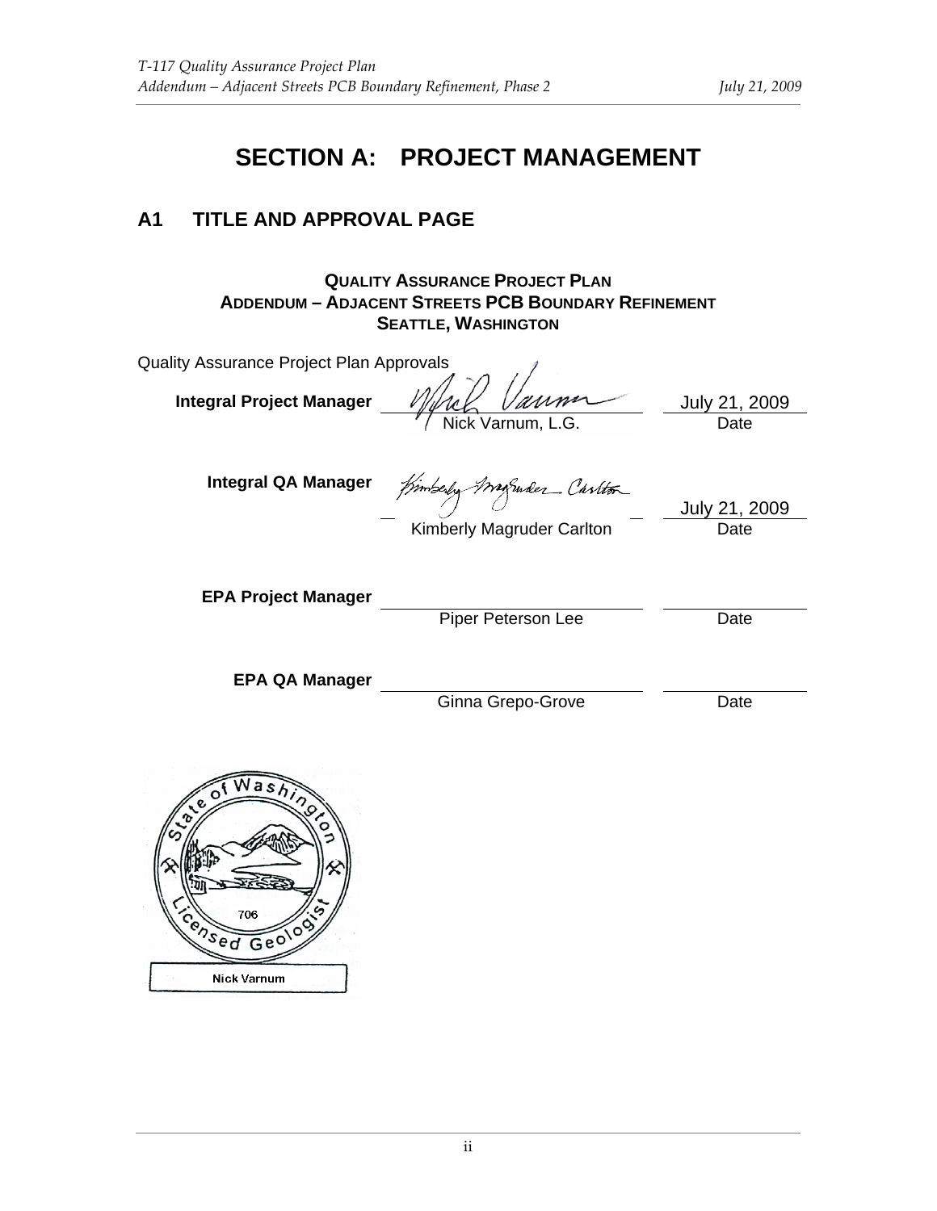# SECTION A: PROJECT MANAGEMENT

## A1 TITLE AND APPROVAL PAGE

**QUALITY ASSURANCE PROJECT PLAN**
**ADDENDUM – ADJACENT STREETS PCB BOUNDARY REFINEMENT**
**SEATTLE, WASHINGTON**

Quality Assurance Project Plan Approvals

| | | |
|---|---|---|
| **Integral Project Manager** | Nick Varnum, L.G. | July 21, 2009 Date |
| **Integral QA Manager** | Kimberly Magruder Carlton | July 21, 2009 Date |
| **EPA Project Manager** | Piper Peterson Lee | Date |
| **EPA QA Manager** | Ginna Grepo-Grove | Date |

State of Washington Licensed Geologist 706 Nick Varnum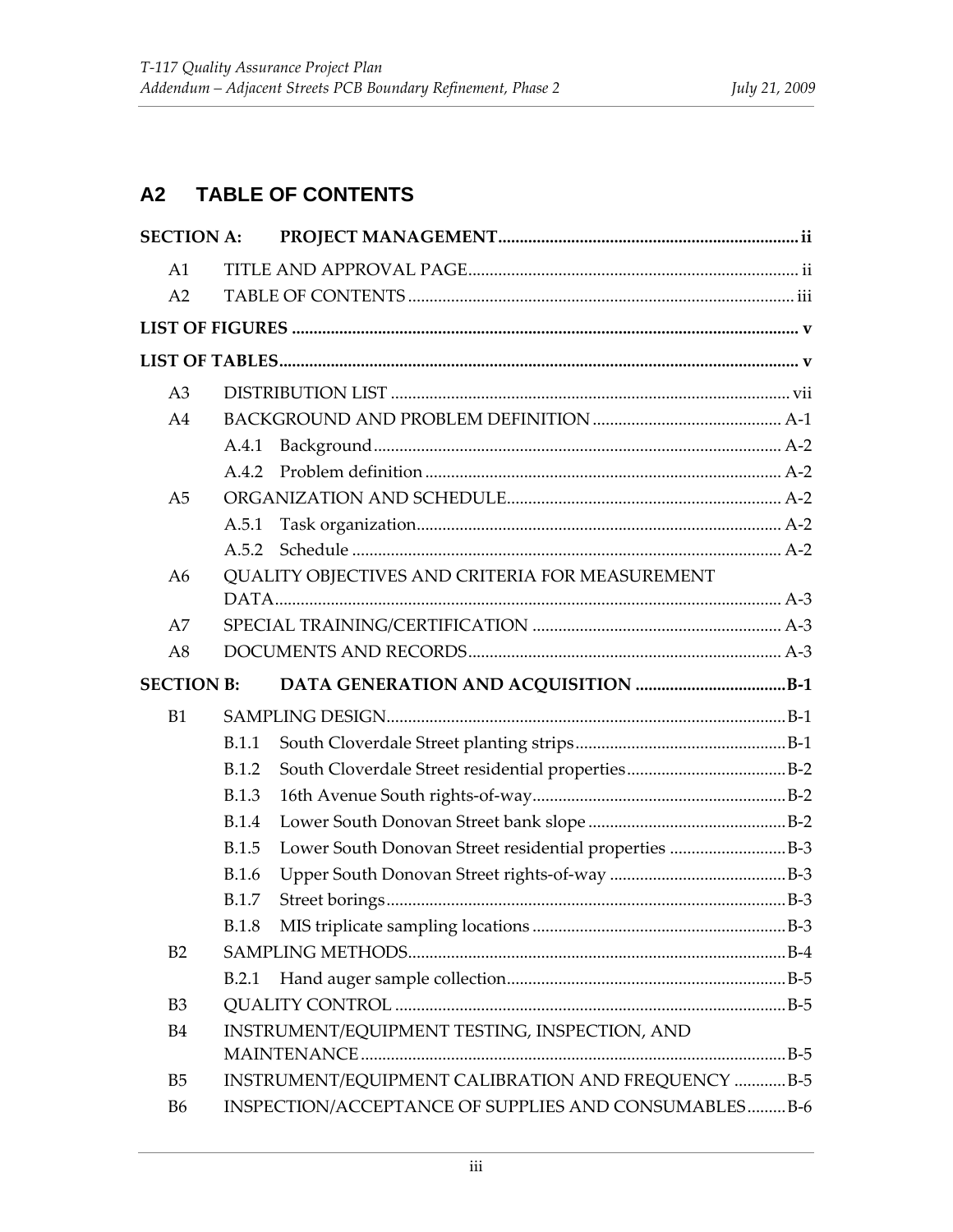# A2 TABLE OF CONTENTS

| | | | |
|---|---|---|---|
| **SECTION A:** | | **PROJECT MANAGEMENT** | **ii** |
| A1 | | TITLE AND APPROVAL PAGE | ii |
| A2 | | TABLE OF CONTENTS | iii |
| **LIST OF FIGURES** | | | **v** |
| **LIST OF TABLES** | | | **v** |
| A3 | | DISTRIBUTION LIST | vii |
| A4 | | BACKGROUND AND PROBLEM DEFINITION | A-1 |
| | A.4.1 | Background | A-2 |
| | A.4.2 | Problem definition | A-2 |
| A5 | | ORGANIZATION AND SCHEDULE | A-2 |
| | A.5.1 | Task organization | A-2 |
| | A.5.2 | Schedule | A-2 |
| A6 | | QUALITY OBJECTIVES AND CRITERIA FOR MEASUREMENT DATA | A-3 |
| A7 | | SPECIAL TRAINING/CERTIFICATION | A-3 |
| A8 | | DOCUMENTS AND RECORDS | A-3 |
| **SECTION B:** | | **DATA GENERATION AND ACQUISITION** | **B-1** |
| B1 | | SAMPLING DESIGN | B-1 |
| | B.1.1 | South Cloverdale Street planting strips | B-1 |
| | B.1.2 | South Cloverdale Street residential properties | B-2 |
| | B.1.3 | 16th Avenue South rights-of-way | B-2 |
| | B.1.4 | Lower South Donovan Street bank slope | B-2 |
| | B.1.5 | Lower South Donovan Street residential properties | B-3 |
| | B.1.6 | Upper South Donovan Street rights-of-way | B-3 |
| | B.1.7 | Street borings | B-3 |
| | B.1.8 | MIS triplicate sampling locations | B-3 |
| B2 | | SAMPLING METHODS | B-4 |
| | B.2.1 | Hand auger sample collection | B-5 |
| B3 | | QUALITY CONTROL | B-5 |
| B4 | | INSTRUMENT/EQUIPMENT TESTING, INSPECTION, AND MAINTENANCE | B-5 |
| B5 | | INSTRUMENT/EQUIPMENT CALIBRATION AND FREQUENCY | B-5 |
| B6 | | INSPECTION/ACCEPTANCE OF SUPPLIES AND CONSUMABLES | B-6 |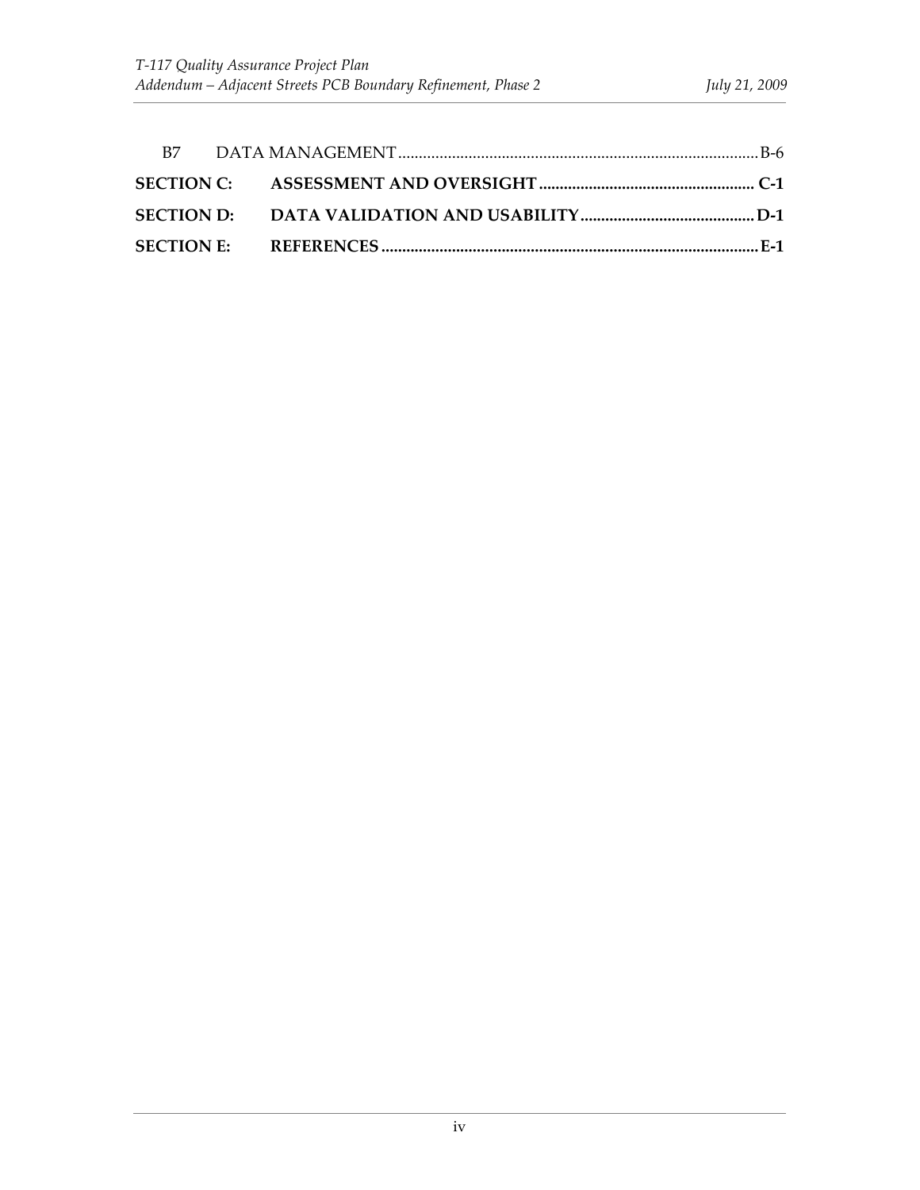B7 DATA MANAGEMENT ........................................................................................ B-6

**SECTION C: ASSESSMENT AND OVERSIGHT ..................................................... C-1**

**SECTION D: DATA VALIDATION AND USABILITY........................................... D-1**

**SECTION E: REFERENCES ........................................................................................... E-1**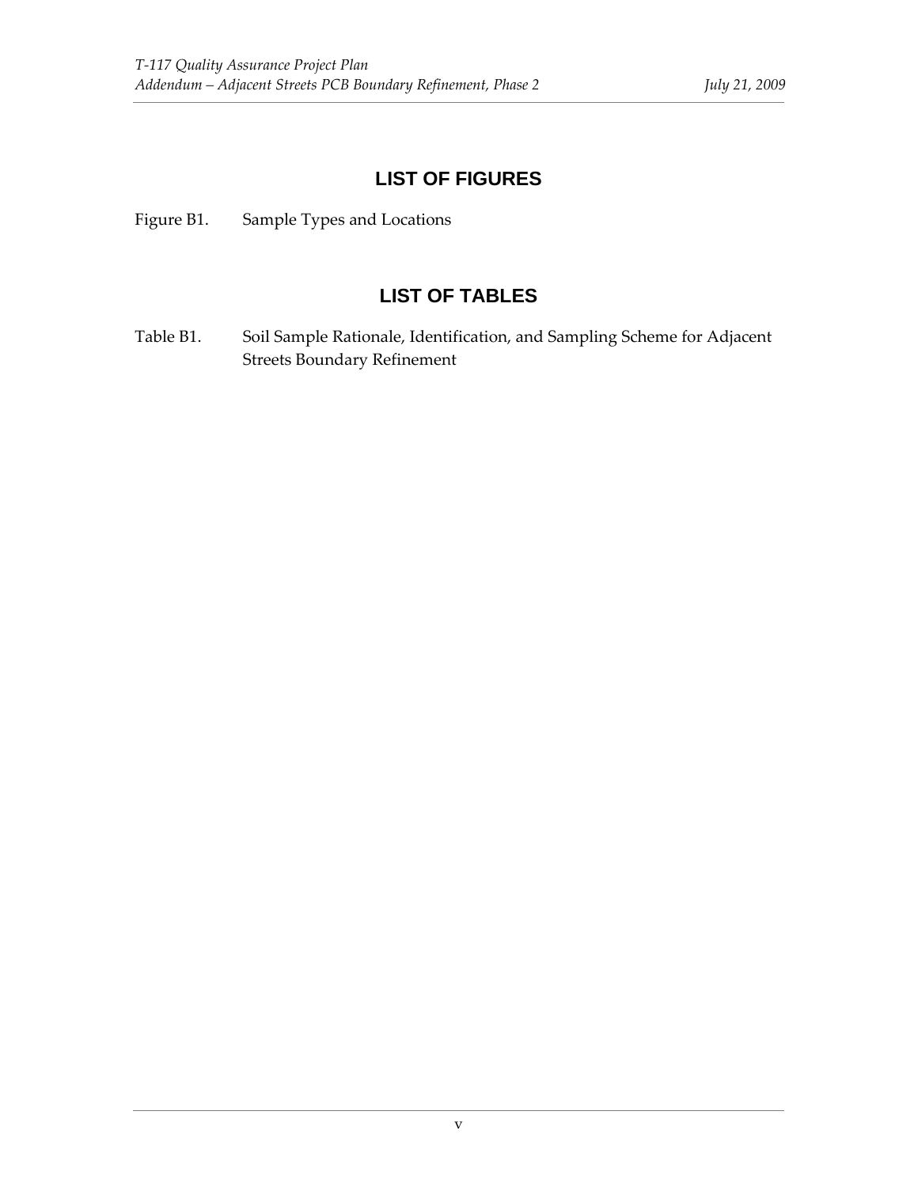## LIST OF FIGURES

Figure B1. Sample Types and Locations

## LIST OF TABLES

Table B1. Soil Sample Rationale, Identification, and Sampling Scheme for Adjacent Streets Boundary Refinement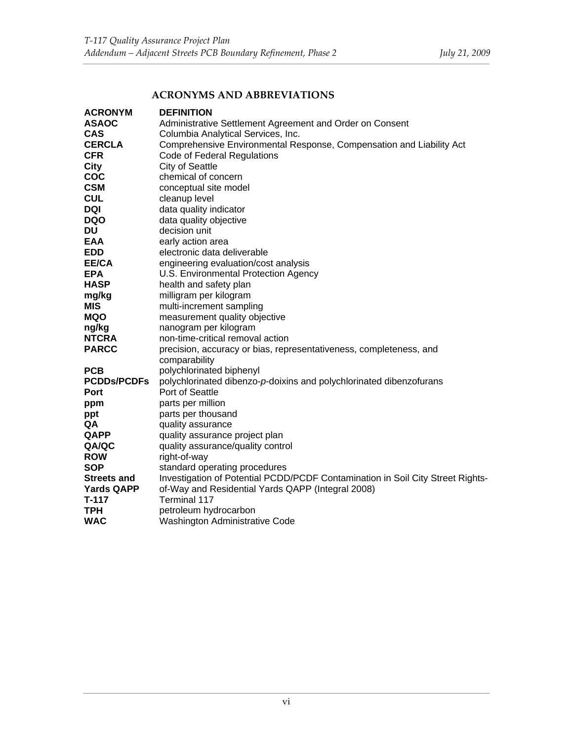## ACRONYMS AND ABBREVIATIONS

| ACRONYM | DEFINITION |
|---|---|
| **ASAOC** | Administrative Settlement Agreement and Order on Consent |
| **CAS** | Columbia Analytical Services, Inc. |
| **CERCLA** | Comprehensive Environmental Response, Compensation and Liability Act |
| **CFR** | Code of Federal Regulations |
| **City** | City of Seattle |
| **COC** | chemical of concern |
| **CSM** | conceptual site model |
| **CUL** | cleanup level |
| **DQI** | data quality indicator |
| **DQO** | data quality objective |
| **DU** | decision unit |
| **EAA** | early action area |
| **EDD** | electronic data deliverable |
| **EE/CA** | engineering evaluation/cost analysis |
| **EPA** | U.S. Environmental Protection Agency |
| **HASP** | health and safety plan |
| **mg/kg** | milligram per kilogram |
| **MIS** | multi-increment sampling |
| **MQO** | measurement quality objective |
| **ng/kg** | nanogram per kilogram |
| **NTCRA** | non-time-critical removal action |
| **PARCC** | precision, accuracy or bias, representativeness, completeness, and comparability |
| **PCB** | polychlorinated biphenyl |
| **PCDDs/PCDFs** | polychlorinated dibenzo-*p*-doixins and polychlorinated dibenzofurans |
| **Port** | Port of Seattle |
| **ppm** | parts per million |
| **ppt** | parts per thousand |
| **QA** | quality assurance |
| **QAPP** | quality assurance project plan |
| **QA/QC** | quality assurance/quality control |
| **ROW** | right-of-way |
| **SOP** | standard operating procedures |
| **Streets and Yards QAPP** | Investigation of Potential PCDD/PCDF Contamination in Soil City Street Rights-of-Way and Residential Yards QAPP (Integral 2008) |
| **T-117** | Terminal 117 |
| **TPH** | petroleum hydrocarbon |
| **WAC** | Washington Administrative Code |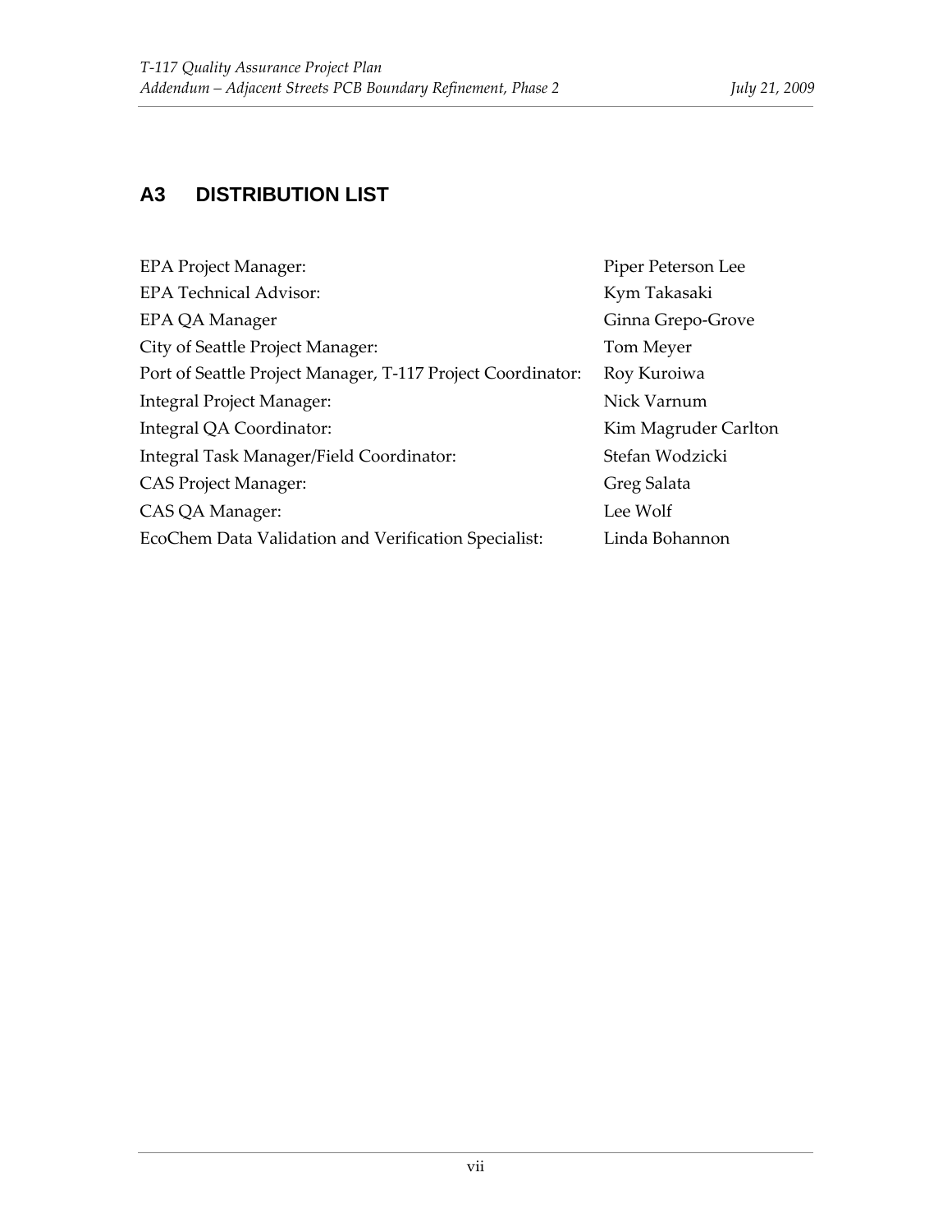## A3 DISTRIBUTION LIST

| | |
|---|---|
| EPA Project Manager: | Piper Peterson Lee |
| EPA Technical Advisor: | Kym Takasaki |
| EPA QA Manager | Ginna Grepo-Grove |
| City of Seattle Project Manager: | Tom Meyer |
| Port of Seattle Project Manager, T-117 Project Coordinator: | Roy Kuroiwa |
| Integral Project Manager: | Nick Varnum |
| Integral QA Coordinator: | Kim Magruder Carlton |
| Integral Task Manager/Field Coordinator: | Stefan Wodzicki |
| CAS Project Manager: | Greg Salata |
| CAS QA Manager: | Lee Wolf |
| EcoChem Data Validation and Verification Specialist: | Linda Bohannon |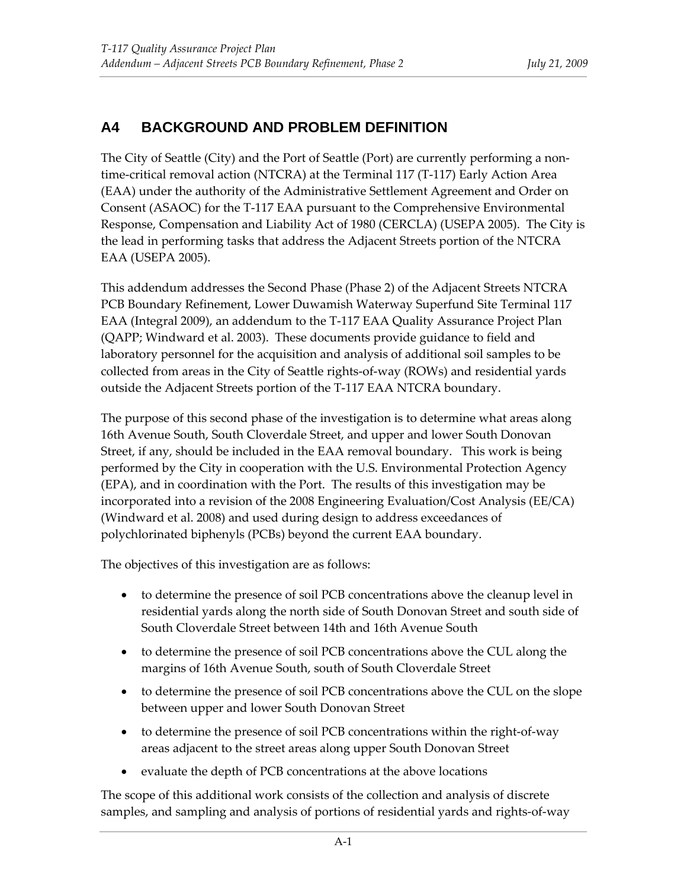## A4 BACKGROUND AND PROBLEM DEFINITION

The City of Seattle (City) and the Port of Seattle (Port) are currently performing a non-time-critical removal action (NTCRA) at the Terminal 117 (T-117) Early Action Area (EAA) under the authority of the Administrative Settlement Agreement and Order on Consent (ASAOC) for the T-117 EAA pursuant to the Comprehensive Environmental Response, Compensation and Liability Act of 1980 (CERCLA) (USEPA 2005). The City is the lead in performing tasks that address the Adjacent Streets portion of the NTCRA EAA (USEPA 2005).

This addendum addresses the Second Phase (Phase 2) of the Adjacent Streets NTCRA PCB Boundary Refinement, Lower Duwamish Waterway Superfund Site Terminal 117 EAA (Integral 2009), an addendum to the T-117 EAA Quality Assurance Project Plan (QAPP; Windward et al. 2003). These documents provide guidance to field and laboratory personnel for the acquisition and analysis of additional soil samples to be collected from areas in the City of Seattle rights-of-way (ROWs) and residential yards outside the Adjacent Streets portion of the T-117 EAA NTCRA boundary.

The purpose of this second phase of the investigation is to determine what areas along 16th Avenue South, South Cloverdale Street, and upper and lower South Donovan Street, if any, should be included in the EAA removal boundary. This work is being performed by the City in cooperation with the U.S. Environmental Protection Agency (EPA), and in coordination with the Port. The results of this investigation may be incorporated into a revision of the 2008 Engineering Evaluation/Cost Analysis (EE/CA) (Windward et al. 2008) and used during design to address exceedances of polychlorinated biphenyls (PCBs) beyond the current EAA boundary.

The objectives of this investigation are as follows:

- to determine the presence of soil PCB concentrations above the cleanup level in residential yards along the north side of South Donovan Street and south side of South Cloverdale Street between 14th and 16th Avenue South
- to determine the presence of soil PCB concentrations above the CUL along the margins of 16th Avenue South, south of South Cloverdale Street
- to determine the presence of soil PCB concentrations above the CUL on the slope between upper and lower South Donovan Street
- to determine the presence of soil PCB concentrations within the right-of-way areas adjacent to the street areas along upper South Donovan Street
- evaluate the depth of PCB concentrations at the above locations

The scope of this additional work consists of the collection and analysis of discrete samples, and sampling and analysis of portions of residential yards and rights-of-way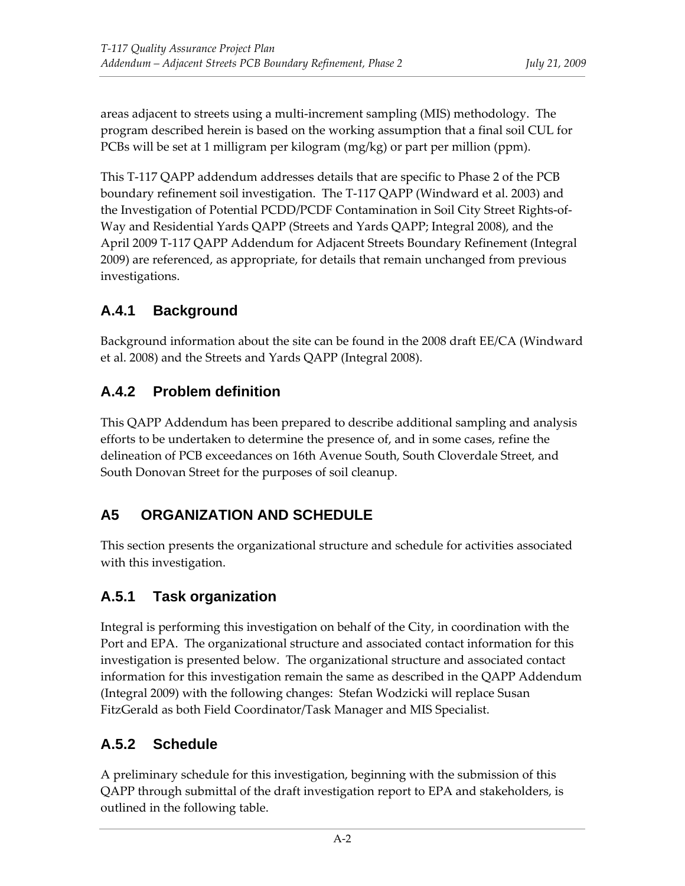areas adjacent to streets using a multi-increment sampling (MIS) methodology. The program described herein is based on the working assumption that a final soil CUL for PCBs will be set at 1 milligram per kilogram (mg/kg) or part per million (ppm).

This T-117 QAPP addendum addresses details that are specific to Phase 2 of the PCB boundary refinement soil investigation. The T-117 QAPP (Windward et al. 2003) and the Investigation of Potential PCDD/PCDF Contamination in Soil City Street Rights-of-Way and Residential Yards QAPP (Streets and Yards QAPP; Integral 2008), and the April 2009 T-117 QAPP Addendum for Adjacent Streets Boundary Refinement (Integral 2009) are referenced, as appropriate, for details that remain unchanged from previous investigations.

### A.4.1 Background

Background information about the site can be found in the 2008 draft EE/CA (Windward et al. 2008) and the Streets and Yards QAPP (Integral 2008).

### A.4.2 Problem definition

This QAPP Addendum has been prepared to describe additional sampling and analysis efforts to be undertaken to determine the presence of, and in some cases, refine the delineation of PCB exceedances on 16th Avenue South, South Cloverdale Street, and South Donovan Street for the purposes of soil cleanup.

## A5 ORGANIZATION AND SCHEDULE

This section presents the organizational structure and schedule for activities associated with this investigation.

### A.5.1 Task organization

Integral is performing this investigation on behalf of the City, in coordination with the Port and EPA. The organizational structure and associated contact information for this investigation is presented below. The organizational structure and associated contact information for this investigation remain the same as described in the QAPP Addendum (Integral 2009) with the following changes: Stefan Wodzicki will replace Susan FitzGerald as both Field Coordinator/Task Manager and MIS Specialist.

### A.5.2 Schedule

A preliminary schedule for this investigation, beginning with the submission of this QAPP through submittal of the draft investigation report to EPA and stakeholders, is outlined in the following table.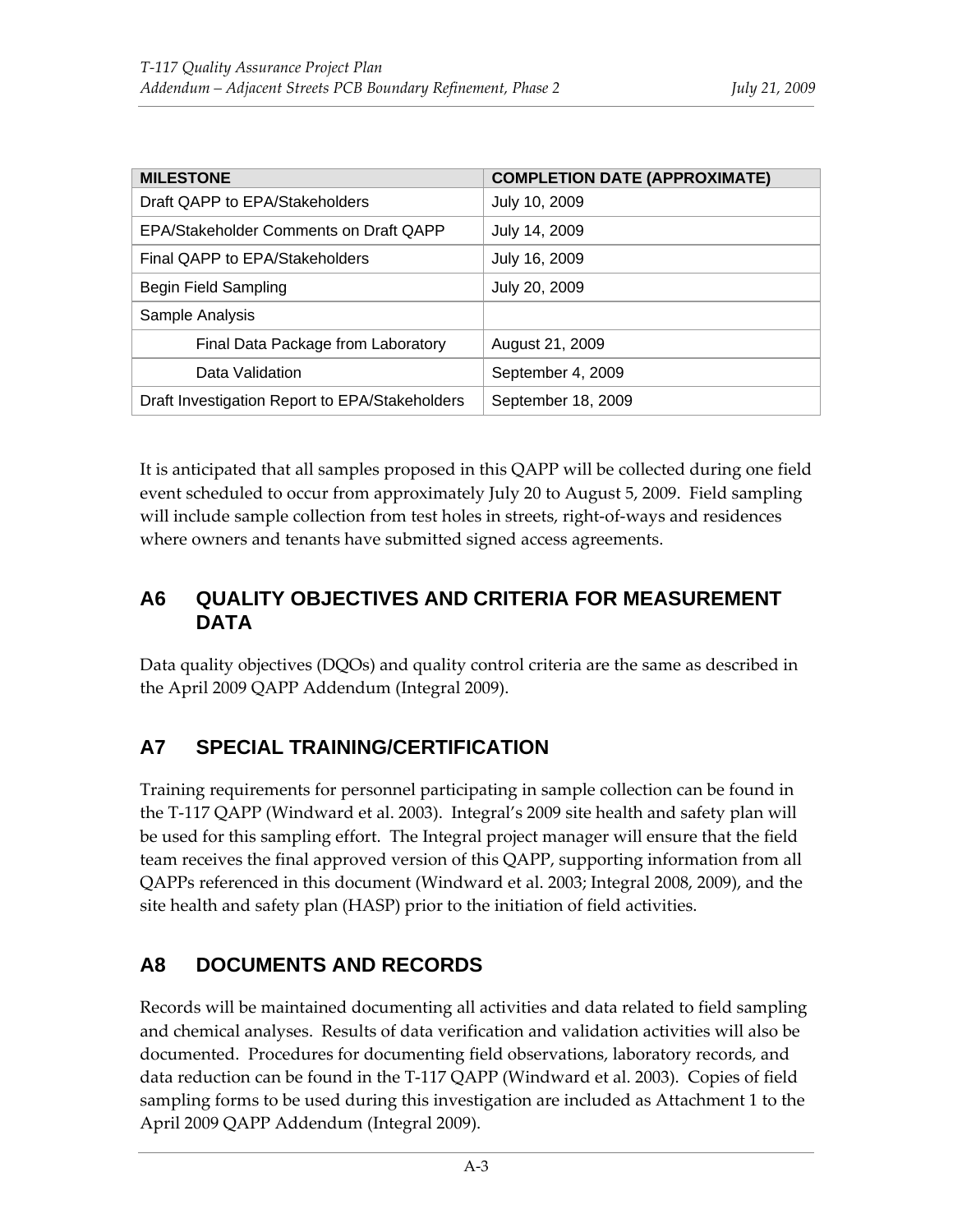| MILESTONE | COMPLETION DATE (APPROXIMATE) |
|---|---|
| Draft QAPP to EPA/Stakeholders | July 10, 2009 |
| EPA/Stakeholder Comments on Draft QAPP | July 14, 2009 |
| Final QAPP to EPA/Stakeholders | July 16, 2009 |
| Begin Field Sampling | July 20, 2009 |
| Sample Analysis | |
| Final Data Package from Laboratory | August 21, 2009 |
| Data Validation | September 4, 2009 |
| Draft Investigation Report to EPA/Stakeholders | September 18, 2009 |

It is anticipated that all samples proposed in this QAPP will be collected during one field event scheduled to occur from approximately July 20 to August 5, 2009. Field sampling will include sample collection from test holes in streets, right-of-ways and residences where owners and tenants have submitted signed access agreements.

## A6 QUALITY OBJECTIVES AND CRITERIA FOR MEASUREMENT DATA

Data quality objectives (DQOs) and quality control criteria are the same as described in the April 2009 QAPP Addendum (Integral 2009).

## A7 SPECIAL TRAINING/CERTIFICATION

Training requirements for personnel participating in sample collection can be found in the T-117 QAPP (Windward et al. 2003). Integral's 2009 site health and safety plan will be used for this sampling effort. The Integral project manager will ensure that the field team receives the final approved version of this QAPP, supporting information from all QAPPs referenced in this document (Windward et al. 2003; Integral 2008, 2009), and the site health and safety plan (HASP) prior to the initiation of field activities.

## A8 DOCUMENTS AND RECORDS

Records will be maintained documenting all activities and data related to field sampling and chemical analyses. Results of data verification and validation activities will also be documented. Procedures for documenting field observations, laboratory records, and data reduction can be found in the T-117 QAPP (Windward et al. 2003). Copies of field sampling forms to be used during this investigation are included as Attachment 1 to the April 2009 QAPP Addendum (Integral 2009).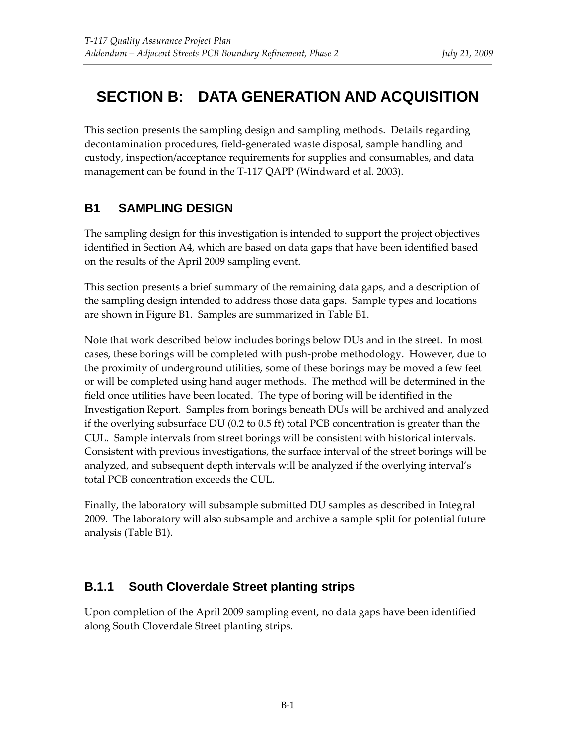# SECTION B: DATA GENERATION AND ACQUISITION

This section presents the sampling design and sampling methods. Details regarding decontamination procedures, field-generated waste disposal, sample handling and custody, inspection/acceptance requirements for supplies and consumables, and data management can be found in the T-117 QAPP (Windward et al. 2003).

## B1 SAMPLING DESIGN

The sampling design for this investigation is intended to support the project objectives identified in Section A4, which are based on data gaps that have been identified based on the results of the April 2009 sampling event.

This section presents a brief summary of the remaining data gaps, and a description of the sampling design intended to address those data gaps. Sample types and locations are shown in Figure B1. Samples are summarized in Table B1.

Note that work described below includes borings below DUs and in the street. In most cases, these borings will be completed with push-probe methodology. However, due to the proximity of underground utilities, some of these borings may be moved a few feet or will be completed using hand auger methods. The method will be determined in the field once utilities have been located. The type of boring will be identified in the Investigation Report. Samples from borings beneath DUs will be archived and analyzed if the overlying subsurface DU (0.2 to 0.5 ft) total PCB concentration is greater than the CUL. Sample intervals from street borings will be consistent with historical intervals. Consistent with previous investigations, the surface interval of the street borings will be analyzed, and subsequent depth intervals will be analyzed if the overlying interval's total PCB concentration exceeds the CUL.

Finally, the laboratory will subsample submitted DU samples as described in Integral 2009. The laboratory will also subsample and archive a sample split for potential future analysis (Table B1).

### B.1.1 South Cloverdale Street planting strips

Upon completion of the April 2009 sampling event, no data gaps have been identified along South Cloverdale Street planting strips.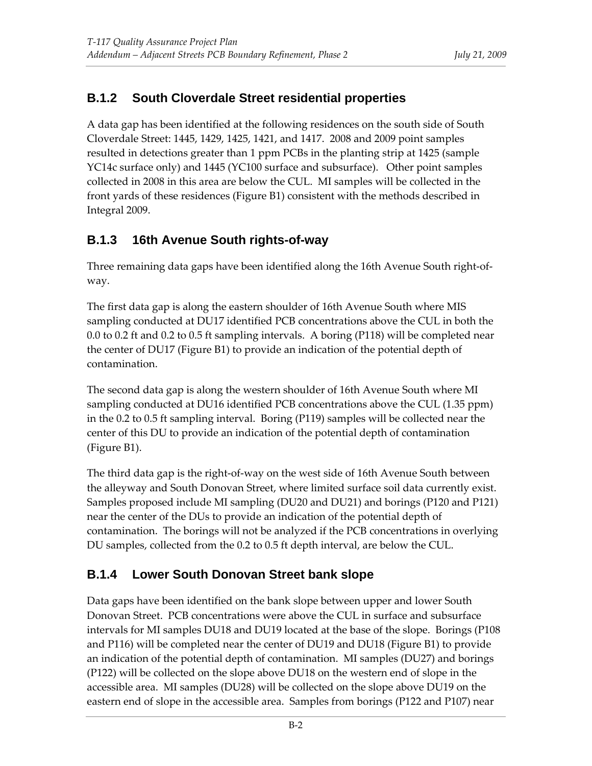### B.1.2 South Cloverdale Street residential properties

A data gap has been identified at the following residences on the south side of South Cloverdale Street: 1445, 1429, 1425, 1421, and 1417. 2008 and 2009 point samples resulted in detections greater than 1 ppm PCBs in the planting strip at 1425 (sample YC14c surface only) and 1445 (YC100 surface and subsurface). Other point samples collected in 2008 in this area are below the CUL. MI samples will be collected in the front yards of these residences (Figure B1) consistent with the methods described in Integral 2009.

### B.1.3 16th Avenue South rights-of-way

Three remaining data gaps have been identified along the 16th Avenue South right-of-way.

The first data gap is along the eastern shoulder of 16th Avenue South where MIS sampling conducted at DU17 identified PCB concentrations above the CUL in both the 0.0 to 0.2 ft and 0.2 to 0.5 ft sampling intervals. A boring (P118) will be completed near the center of DU17 (Figure B1) to provide an indication of the potential depth of contamination.

The second data gap is along the western shoulder of 16th Avenue South where MI sampling conducted at DU16 identified PCB concentrations above the CUL (1.35 ppm) in the 0.2 to 0.5 ft sampling interval. Boring (P119) samples will be collected near the center of this DU to provide an indication of the potential depth of contamination (Figure B1).

The third data gap is the right-of-way on the west side of 16th Avenue South between the alleyway and South Donovan Street, where limited surface soil data currently exist. Samples proposed include MI sampling (DU20 and DU21) and borings (P120 and P121) near the center of the DUs to provide an indication of the potential depth of contamination. The borings will not be analyzed if the PCB concentrations in overlying DU samples, collected from the 0.2 to 0.5 ft depth interval, are below the CUL.

### B.1.4 Lower South Donovan Street bank slope

Data gaps have been identified on the bank slope between upper and lower South Donovan Street. PCB concentrations were above the CUL in surface and subsurface intervals for MI samples DU18 and DU19 located at the base of the slope. Borings (P108 and P116) will be completed near the center of DU19 and DU18 (Figure B1) to provide an indication of the potential depth of contamination. MI samples (DU27) and borings (P122) will be collected on the slope above DU18 on the western end of slope in the accessible area. MI samples (DU28) will be collected on the slope above DU19 on the eastern end of slope in the accessible area. Samples from borings (P122 and P107) near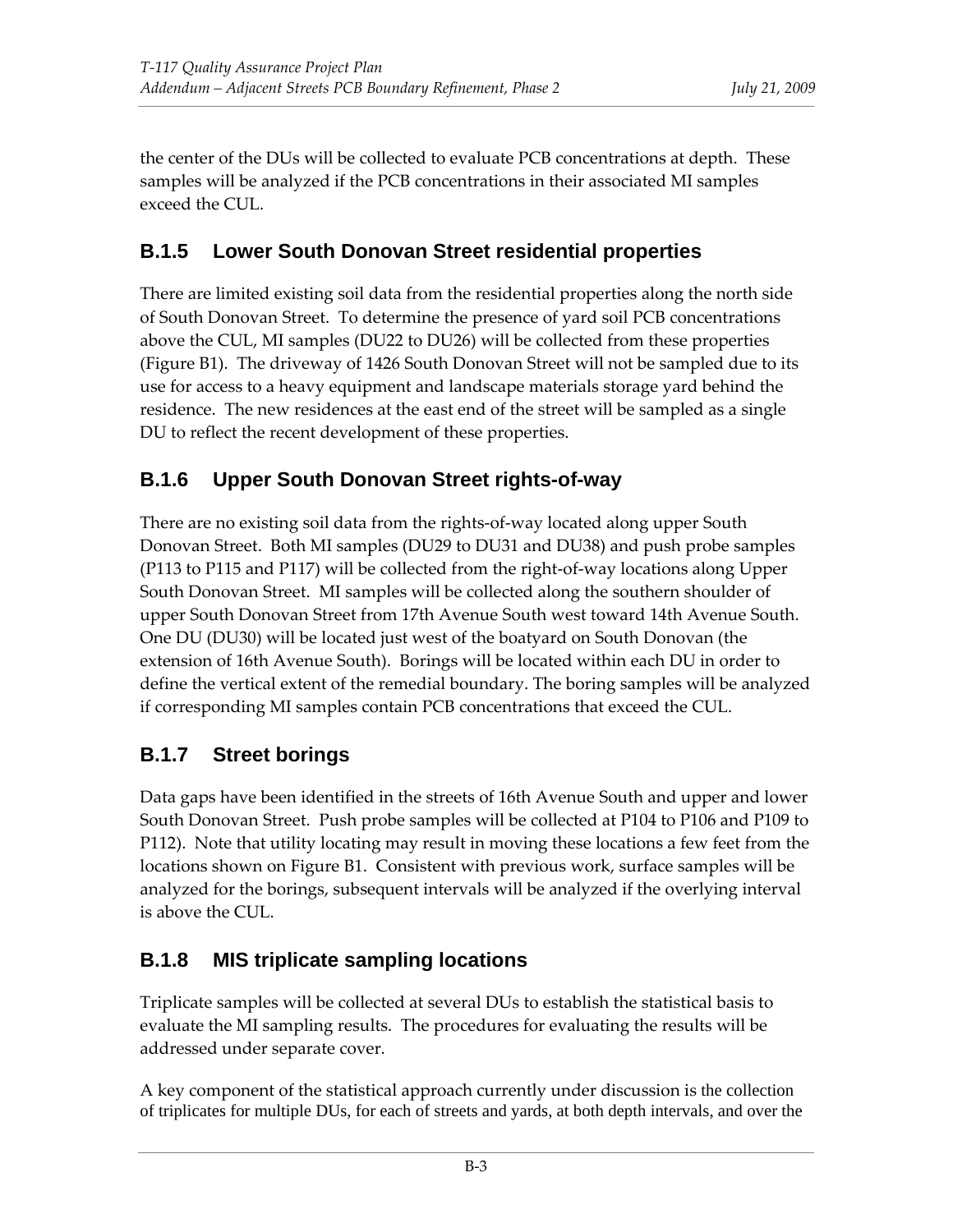the center of the DUs will be collected to evaluate PCB concentrations at depth. These samples will be analyzed if the PCB concentrations in their associated MI samples exceed the CUL.

### B.1.5 Lower South Donovan Street residential properties

There are limited existing soil data from the residential properties along the north side of South Donovan Street. To determine the presence of yard soil PCB concentrations above the CUL, MI samples (DU22 to DU26) will be collected from these properties (Figure B1). The driveway of 1426 South Donovan Street will not be sampled due to its use for access to a heavy equipment and landscape materials storage yard behind the residence. The new residences at the east end of the street will be sampled as a single DU to reflect the recent development of these properties.

### B.1.6 Upper South Donovan Street rights-of-way

There are no existing soil data from the rights-of-way located along upper South Donovan Street. Both MI samples (DU29 to DU31 and DU38) and push probe samples (P113 to P115 and P117) will be collected from the right-of-way locations along Upper South Donovan Street. MI samples will be collected along the southern shoulder of upper South Donovan Street from 17th Avenue South west toward 14th Avenue South. One DU (DU30) will be located just west of the boatyard on South Donovan (the extension of 16th Avenue South). Borings will be located within each DU in order to define the vertical extent of the remedial boundary. The boring samples will be analyzed if corresponding MI samples contain PCB concentrations that exceed the CUL.

### B.1.7 Street borings

Data gaps have been identified in the streets of 16th Avenue South and upper and lower South Donovan Street. Push probe samples will be collected at P104 to P106 and P109 to P112). Note that utility locating may result in moving these locations a few feet from the locations shown on Figure B1. Consistent with previous work, surface samples will be analyzed for the borings, subsequent intervals will be analyzed if the overlying interval is above the CUL.

### B.1.8 MIS triplicate sampling locations

Triplicate samples will be collected at several DUs to establish the statistical basis to evaluate the MI sampling results. The procedures for evaluating the results will be addressed under separate cover.

A key component of the statistical approach currently under discussion is the collection of triplicates for multiple DUs, for each of streets and yards, at both depth intervals, and over the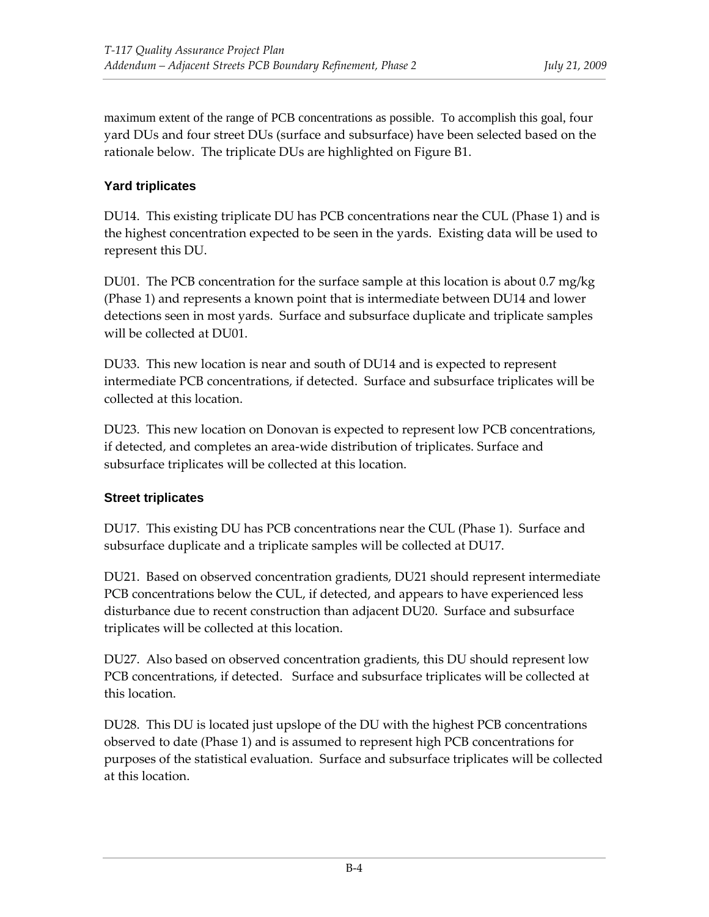maximum extent of the range of PCB concentrations as possible. To accomplish this goal, four yard DUs and four street DUs (surface and subsurface) have been selected based on the rationale below. The triplicate DUs are highlighted on Figure B1.

### Yard triplicates

DU14. This existing triplicate DU has PCB concentrations near the CUL (Phase 1) and is the highest concentration expected to be seen in the yards. Existing data will be used to represent this DU.

DU01. The PCB concentration for the surface sample at this location is about 0.7 mg/kg (Phase 1) and represents a known point that is intermediate between DU14 and lower detections seen in most yards. Surface and subsurface duplicate and triplicate samples will be collected at DU01.

DU33. This new location is near and south of DU14 and is expected to represent intermediate PCB concentrations, if detected. Surface and subsurface triplicates will be collected at this location.

DU23. This new location on Donovan is expected to represent low PCB concentrations, if detected, and completes an area-wide distribution of triplicates. Surface and subsurface triplicates will be collected at this location.

### Street triplicates

DU17. This existing DU has PCB concentrations near the CUL (Phase 1). Surface and subsurface duplicate and a triplicate samples will be collected at DU17.

DU21. Based on observed concentration gradients, DU21 should represent intermediate PCB concentrations below the CUL, if detected, and appears to have experienced less disturbance due to recent construction than adjacent DU20. Surface and subsurface triplicates will be collected at this location.

DU27. Also based on observed concentration gradients, this DU should represent low PCB concentrations, if detected. Surface and subsurface triplicates will be collected at this location.

DU28. This DU is located just upslope of the DU with the highest PCB concentrations observed to date (Phase 1) and is assumed to represent high PCB concentrations for purposes of the statistical evaluation. Surface and subsurface triplicates will be collected at this location.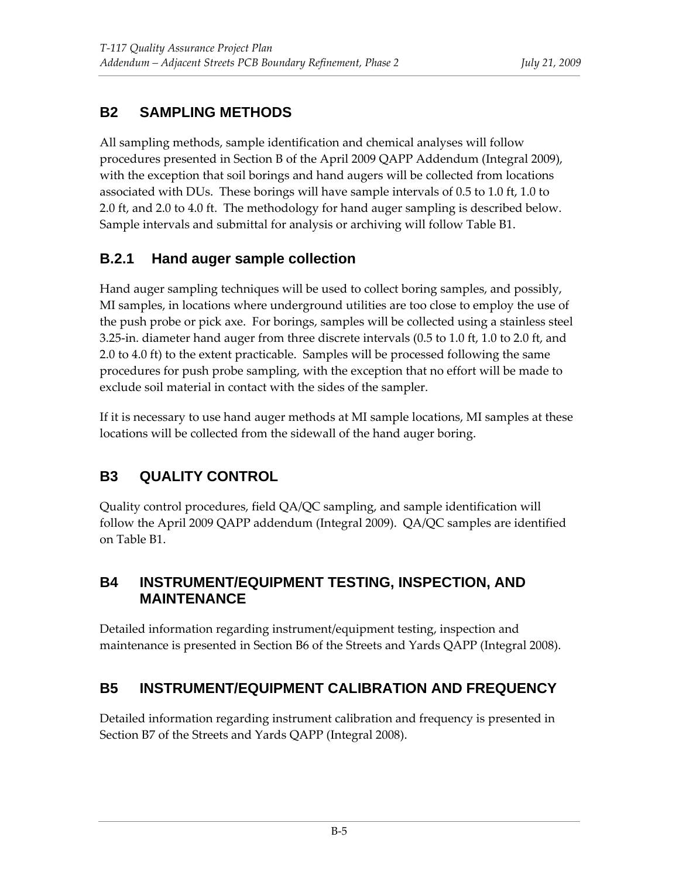## B2 SAMPLING METHODS

All sampling methods, sample identification and chemical analyses will follow procedures presented in Section B of the April 2009 QAPP Addendum (Integral 2009), with the exception that soil borings and hand augers will be collected from locations associated with DUs. These borings will have sample intervals of 0.5 to 1.0 ft, 1.0 to 2.0 ft, and 2.0 to 4.0 ft. The methodology for hand auger sampling is described below. Sample intervals and submittal for analysis or archiving will follow Table B1.

### B.2.1 Hand auger sample collection

Hand auger sampling techniques will be used to collect boring samples, and possibly, MI samples, in locations where underground utilities are too close to employ the use of the push probe or pick axe. For borings, samples will be collected using a stainless steel 3.25-in. diameter hand auger from three discrete intervals (0.5 to 1.0 ft, 1.0 to 2.0 ft, and 2.0 to 4.0 ft) to the extent practicable. Samples will be processed following the same procedures for push probe sampling, with the exception that no effort will be made to exclude soil material in contact with the sides of the sampler.

If it is necessary to use hand auger methods at MI sample locations, MI samples at these locations will be collected from the sidewall of the hand auger boring.

## B3 QUALITY CONTROL

Quality control procedures, field QA/QC sampling, and sample identification will follow the April 2009 QAPP addendum (Integral 2009). QA/QC samples are identified on Table B1.

## B4 INSTRUMENT/EQUIPMENT TESTING, INSPECTION, AND MAINTENANCE

Detailed information regarding instrument/equipment testing, inspection and maintenance is presented in Section B6 of the Streets and Yards QAPP (Integral 2008).

## B5 INSTRUMENT/EQUIPMENT CALIBRATION AND FREQUENCY

Detailed information regarding instrument calibration and frequency is presented in Section B7 of the Streets and Yards QAPP (Integral 2008).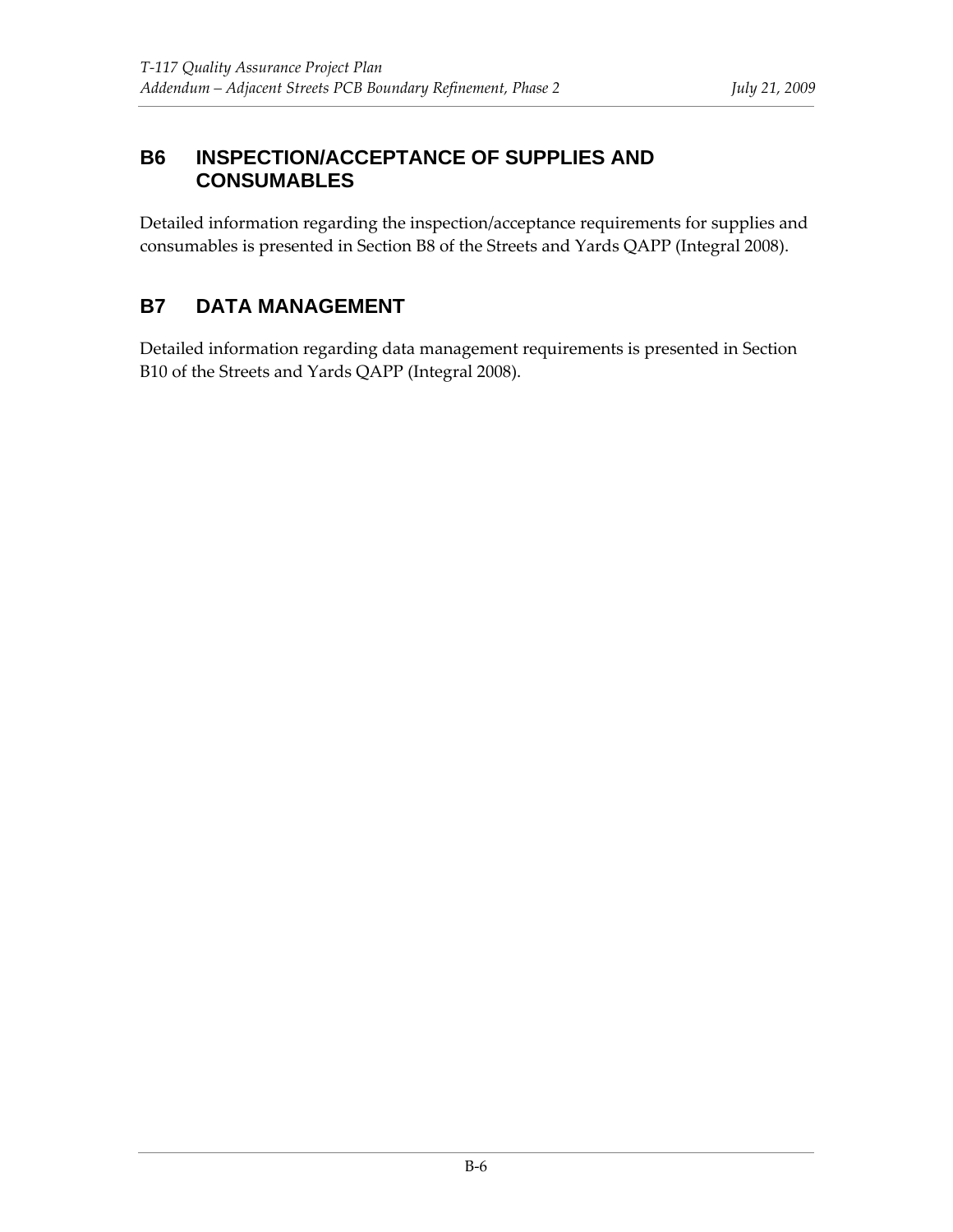## B6 INSPECTION/ACCEPTANCE OF SUPPLIES AND CONSUMABLES

Detailed information regarding the inspection/acceptance requirements for supplies and consumables is presented in Section B8 of the Streets and Yards QAPP (Integral 2008).

## B7 DATA MANAGEMENT

Detailed information regarding data management requirements is presented in Section B10 of the Streets and Yards QAPP (Integral 2008).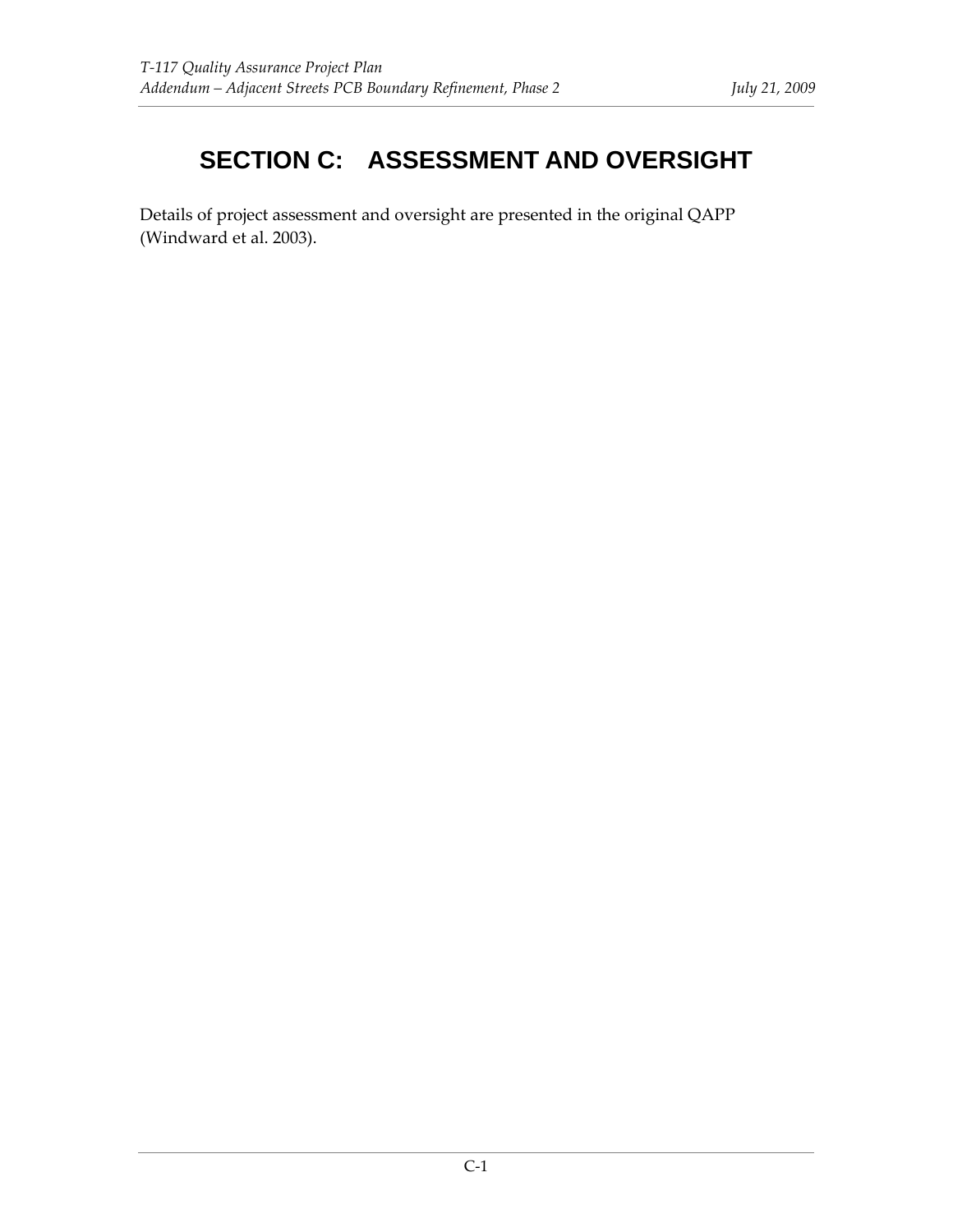# SECTION C: ASSESSMENT AND OVERSIGHT

Details of project assessment and oversight are presented in the original QAPP (Windward et al. 2003).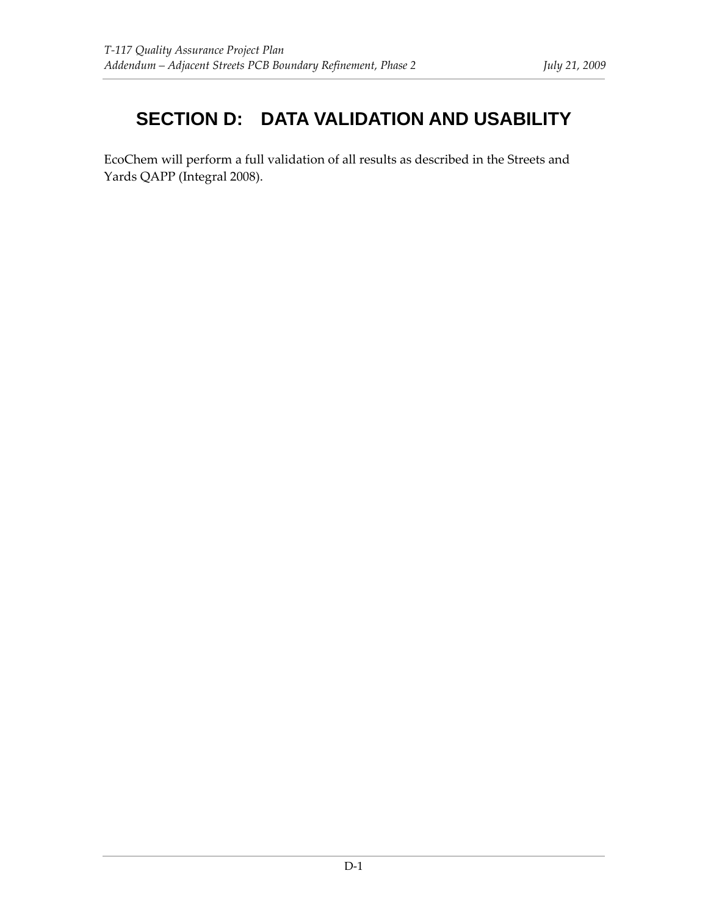# SECTION D: DATA VALIDATION AND USABILITY

EcoChem will perform a full validation of all results as described in the Streets and Yards QAPP (Integral 2008).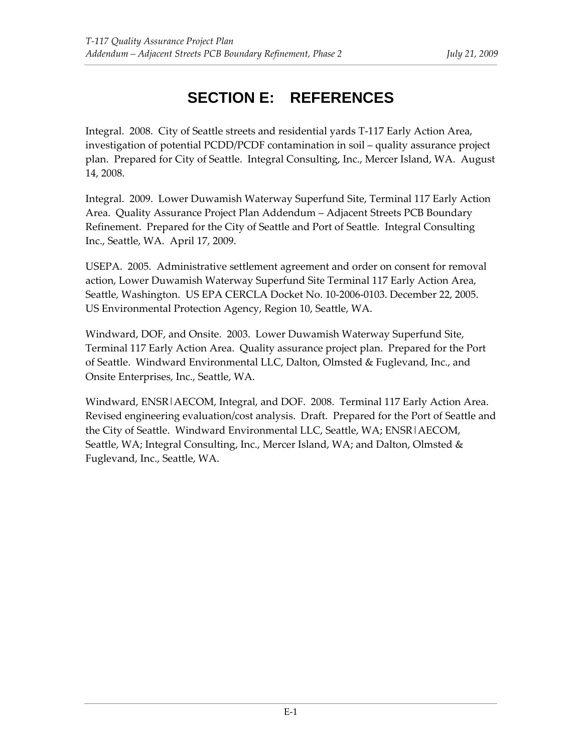# SECTION E: REFERENCES

Integral. 2008. City of Seattle streets and residential yards T-117 Early Action Area, investigation of potential PCDD/PCDF contamination in soil – quality assurance project plan. Prepared for City of Seattle. Integral Consulting, Inc., Mercer Island, WA. August 14, 2008.

Integral. 2009. Lower Duwamish Waterway Superfund Site, Terminal 117 Early Action Area. Quality Assurance Project Plan Addendum – Adjacent Streets PCB Boundary Refinement. Prepared for the City of Seattle and Port of Seattle. Integral Consulting Inc., Seattle, WA. April 17, 2009.

USEPA. 2005. Administrative settlement agreement and order on consent for removal action, Lower Duwamish Waterway Superfund Site Terminal 117 Early Action Area, Seattle, Washington. US EPA CERCLA Docket No. 10-2006-0103. December 22, 2005. US Environmental Protection Agency, Region 10, Seattle, WA.

Windward, DOF, and Onsite. 2003. Lower Duwamish Waterway Superfund Site, Terminal 117 Early Action Area. Quality assurance project plan. Prepared for the Port of Seattle. Windward Environmental LLC, Dalton, Olmsted & Fuglevand, Inc., and Onsite Enterprises, Inc., Seattle, WA.

Windward, ENSR|AECOM, Integral, and DOF. 2008. Terminal 117 Early Action Area. Revised engineering evaluation/cost analysis. Draft. Prepared for the Port of Seattle and the City of Seattle. Windward Environmental LLC, Seattle, WA; ENSR|AECOM, Seattle, WA; Integral Consulting, Inc., Mercer Island, WA; and Dalton, Olmsted & Fuglevand, Inc., Seattle, WA.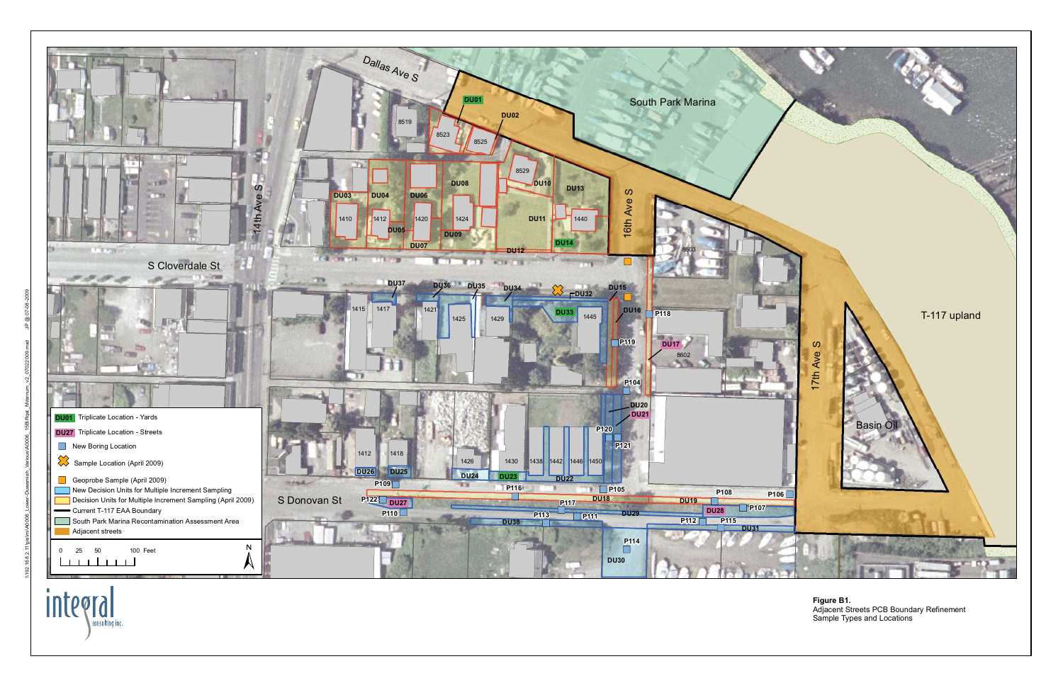Figure B1.
Adjacent Streets PCB Boundary Refinement
Sample Types and Locations

- DU01 Triplicate Location - Yards
- DU27 Triplicate Location - Streets
- New Boring Location
- Sample Location (April 2009)
- Geoprobe Sample (April 2009)
- New Decision Units for Multiple Increment Sampling
- Decision Units for Multiple Increment Sampling (April 2009)
- Current T-117 EAA Boundary
- South Park Marina Recontamination Assessment Area
- Adjacent streets

0 25 50 100 Feet

integral consulting inc.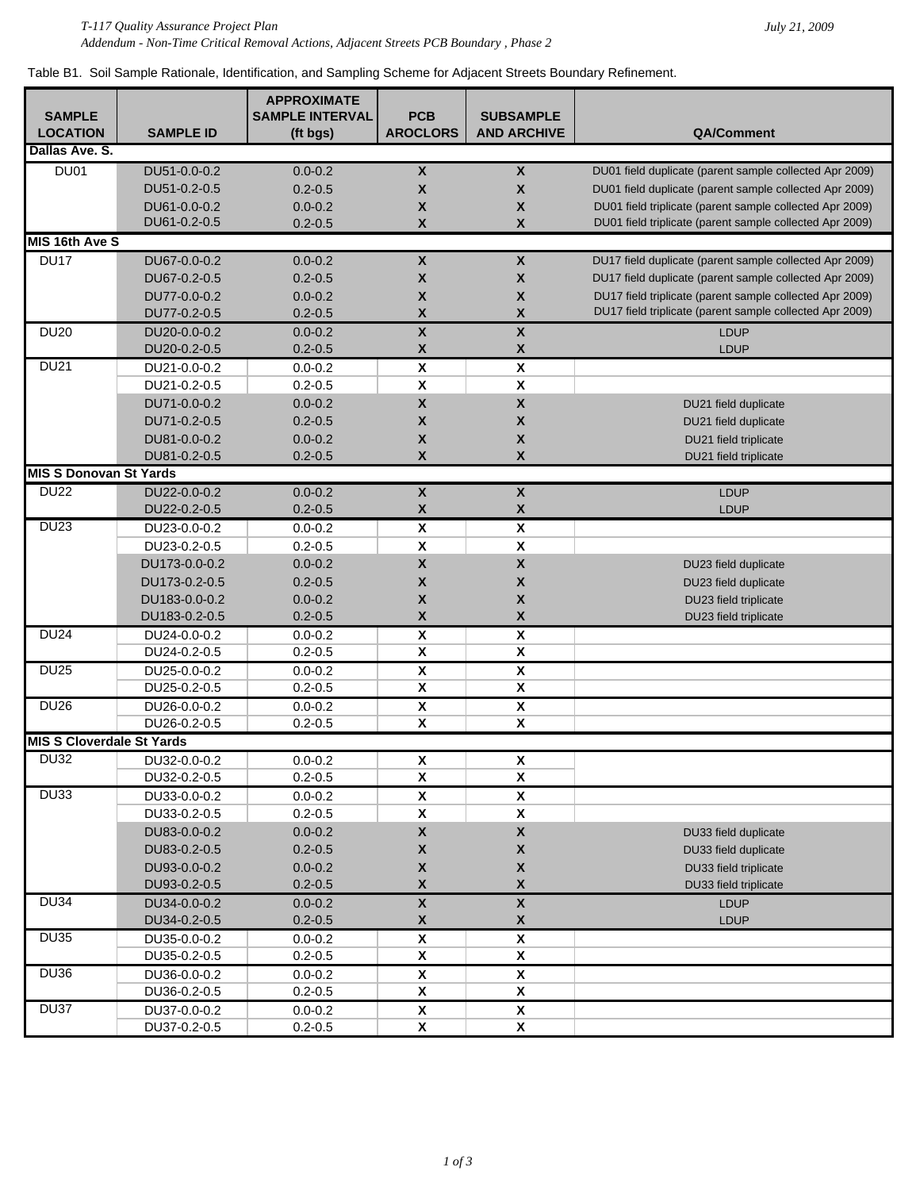Table B1. Soil Sample Rationale, Identification, and Sampling Scheme for Adjacent Streets Boundary Refinement.

| SAMPLE LOCATION | SAMPLE ID | APPROXIMATE SAMPLE INTERVAL (ft bgs) | PCB AROCLORS | SUBSAMPLE AND ARCHIVE | QA/Comment |
|---|---|---|---|---|---|
| **Dallas Ave. S.** | | | | | |
| DU01 | DU51-0.0-0.2 | 0.0-0.2 | X | X | DU01 field duplicate (parent sample collected Apr 2009) |
| | DU51-0.2-0.5 | 0.2-0.5 | X | X | DU01 field duplicate (parent sample collected Apr 2009) |
| | DU61-0.0-0.2 | 0.0-0.2 | X | X | DU01 field triplicate (parent sample collected Apr 2009) |
| | DU61-0.2-0.5 | 0.2-0.5 | X | X | DU01 field triplicate (parent sample collected Apr 2009) |
| **MIS 16th Ave S** | | | | | |
| DU17 | DU67-0.0-0.2 | 0.0-0.2 | X | X | DU17 field duplicate (parent sample collected Apr 2009) |
| | DU67-0.2-0.5 | 0.2-0.5 | X | X | DU17 field duplicate (parent sample collected Apr 2009) |
| | DU77-0.0-0.2 | 0.0-0.2 | X | X | DU17 field triplicate (parent sample collected Apr 2009) |
| | DU77-0.2-0.5 | 0.2-0.5 | X | X | DU17 field triplicate (parent sample collected Apr 2009) |
| DU20 | DU20-0.0-0.2 | 0.0-0.2 | X | X | LDUP |
| | DU20-0.2-0.5 | 0.2-0.5 | X | X | LDUP |
| DU21 | DU21-0.0-0.2 | 0.0-0.2 | X | X | |
| | DU21-0.2-0.5 | 0.2-0.5 | X | X | |
| | DU71-0.0-0.2 | 0.0-0.2 | X | X | DU21 field duplicate |
| | DU71-0.2-0.5 | 0.2-0.5 | X | X | DU21 field duplicate |
| | DU81-0.0-0.2 | 0.0-0.2 | X | X | DU21 field triplicate |
| | DU81-0.2-0.5 | 0.2-0.5 | X | X | DU21 field triplicate |
| **MIS S Donovan St Yards** | | | | | |
| DU22 | DU22-0.0-0.2 | 0.0-0.2 | X | X | LDUP |
| | DU22-0.2-0.5 | 0.2-0.5 | X | X | LDUP |
| DU23 | DU23-0.0-0.2 | 0.0-0.2 | X | X | |
| | DU23-0.2-0.5 | 0.2-0.5 | X | X | |
| | DU173-0.0-0.2 | 0.0-0.2 | X | X | DU23 field duplicate |
| | DU173-0.2-0.5 | 0.2-0.5 | X | X | DU23 field duplicate |
| | DU183-0.0-0.2 | 0.0-0.2 | X | X | DU23 field triplicate |
| | DU183-0.2-0.5 | 0.2-0.5 | X | X | DU23 field triplicate |
| DU24 | DU24-0.0-0.2 | 0.0-0.2 | X | X | |
| | DU24-0.2-0.5 | 0.2-0.5 | X | X | |
| DU25 | DU25-0.0-0.2 | 0.0-0.2 | X | X | |
| | DU25-0.2-0.5 | 0.2-0.5 | X | X | |
| DU26 | DU26-0.0-0.2 | 0.0-0.2 | X | X | |
| | DU26-0.2-0.5 | 0.2-0.5 | X | X | |
| **MIS S Cloverdale St Yards** | | | | | |
| DU32 | DU32-0.0-0.2 | 0.0-0.2 | X | X | |
| | DU32-0.2-0.5 | 0.2-0.5 | X | X | |
| DU33 | DU33-0.0-0.2 | 0.0-0.2 | X | X | |
| | DU33-0.2-0.5 | 0.2-0.5 | X | X | |
| | DU83-0.0-0.2 | 0.0-0.2 | X | X | DU33 field duplicate |
| | DU83-0.2-0.5 | 0.2-0.5 | X | X | DU33 field duplicate |
| | DU93-0.0-0.2 | 0.0-0.2 | X | X | DU33 field triplicate |
| | DU93-0.2-0.5 | 0.2-0.5 | X | X | DU33 field triplicate |
| DU34 | DU34-0.0-0.2 | 0.0-0.2 | X | X | LDUP |
| | DU34-0.2-0.5 | 0.2-0.5 | X | X | LDUP |
| DU35 | DU35-0.0-0.2 | 0.0-0.2 | X | X | |
| | DU35-0.2-0.5 | 0.2-0.5 | X | X | |
| DU36 | DU36-0.0-0.2 | 0.0-0.2 | X | X | |
| | DU36-0.2-0.5 | 0.2-0.5 | X | X | |
| DU37 | DU37-0.0-0.2 | 0.0-0.2 | X | X | |
| | DU37-0.2-0.5 | 0.2-0.5 | X | X | |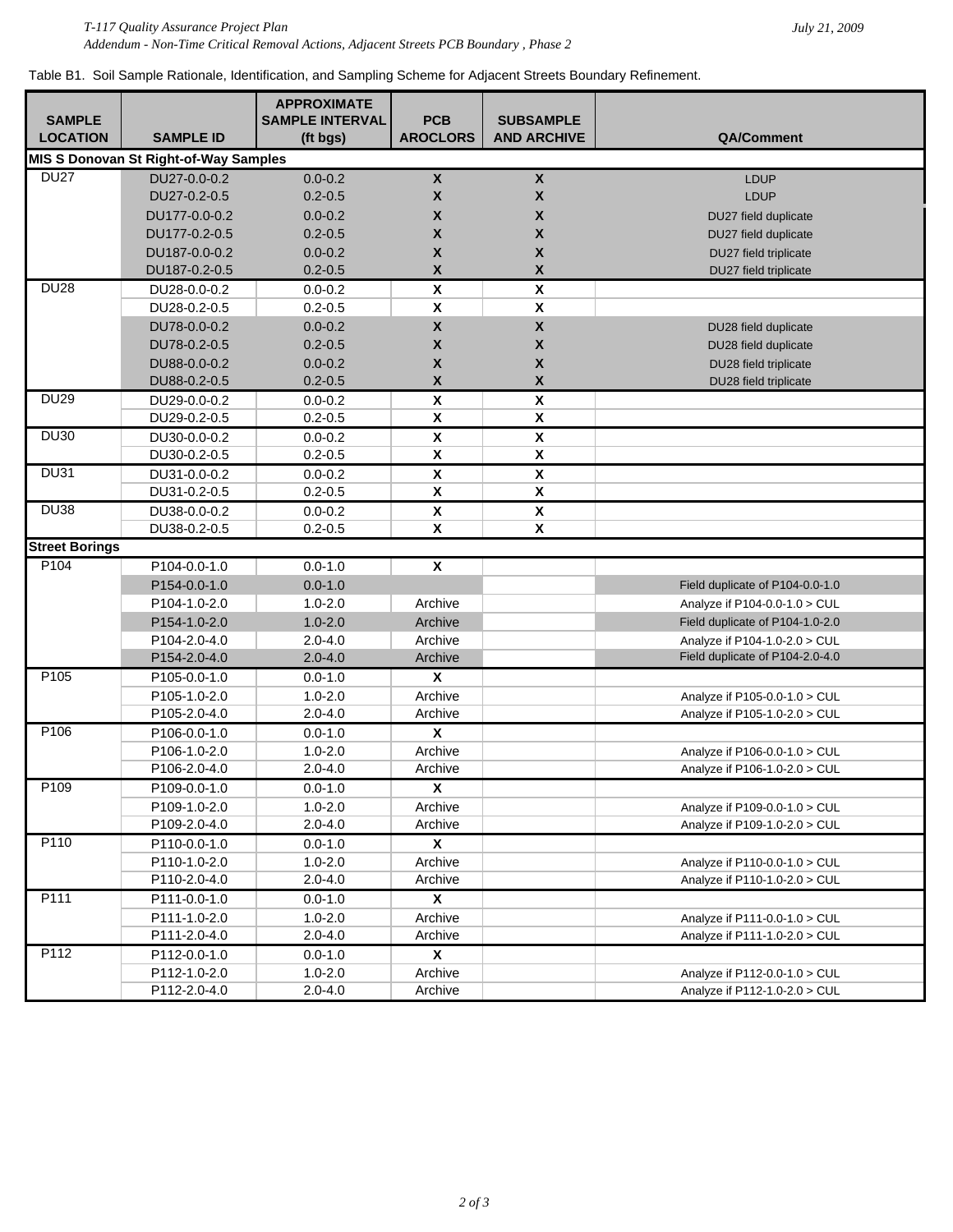Table B1. Soil Sample Rationale, Identification, and Sampling Scheme for Adjacent Streets Boundary Refinement.

| SAMPLE LOCATION | SAMPLE ID | APPROXIMATE SAMPLE INTERVAL (ft bgs) | PCB AROCLORS | SUBSAMPLE AND ARCHIVE | QA/Comment |
|---|---|---|---|---|---|
| **MIS S Donovan St Right-of-Way Samples** | | | | | |
| DU27 | DU27-0.0-0.2 | 0.0-0.2 | X | X | LDUP |
| | DU27-0.2-0.5 | 0.2-0.5 | X | X | LDUP |
| | DU177-0.0-0.2 | 0.0-0.2 | X | X | DU27 field duplicate |
| | DU177-0.2-0.5 | 0.2-0.5 | X | X | DU27 field duplicate |
| | DU187-0.0-0.2 | 0.0-0.2 | X | X | DU27 field triplicate |
| | DU187-0.2-0.5 | 0.2-0.5 | X | X | DU27 field triplicate |
| DU28 | DU28-0.0-0.2 | 0.0-0.2 | X | X | |
| | DU28-0.2-0.5 | 0.2-0.5 | X | X | |
| | DU78-0.0-0.2 | 0.0-0.2 | X | X | DU28 field duplicate |
| | DU78-0.2-0.5 | 0.2-0.5 | X | X | DU28 field duplicate |
| | DU88-0.0-0.2 | 0.0-0.2 | X | X | DU28 field triplicate |
| | DU88-0.2-0.5 | 0.2-0.5 | X | X | DU28 field triplicate |
| DU29 | DU29-0.0-0.2 | 0.0-0.2 | X | X | |
| | DU29-0.2-0.5 | 0.2-0.5 | X | X | |
| DU30 | DU30-0.0-0.2 | 0.0-0.2 | X | X | |
| | DU30-0.2-0.5 | 0.2-0.5 | X | X | |
| DU31 | DU31-0.0-0.2 | 0.0-0.2 | X | X | |
| | DU31-0.2-0.5 | 0.2-0.5 | X | X | |
| DU38 | DU38-0.0-0.2 | 0.0-0.2 | X | X | |
| | DU38-0.2-0.5 | 0.2-0.5 | X | X | |
| **Street Borings** | | | | | |
| P104 | P104-0.0-1.0 | 0.0-1.0 | X | | |
| | P154-0.0-1.0 | 0.0-1.0 | | | Field duplicate of P104-0.0-1.0 |
| | P104-1.0-2.0 | 1.0-2.0 | Archive | | Analyze if P104-0.0-1.0 > CUL |
| | P154-1.0-2.0 | 1.0-2.0 | Archive | | Field duplicate of P104-1.0-2.0 |
| | P104-2.0-4.0 | 2.0-4.0 | Archive | | Analyze if P104-1.0-2.0 > CUL |
| | P154-2.0-4.0 | 2.0-4.0 | Archive | | Field duplicate of P104-2.0-4.0 |
| P105 | P105-0.0-1.0 | 0.0-1.0 | X | | |
| | P105-1.0-2.0 | 1.0-2.0 | Archive | | Analyze if P105-0.0-1.0 > CUL |
| | P105-2.0-4.0 | 2.0-4.0 | Archive | | Analyze if P105-1.0-2.0 > CUL |
| P106 | P106-0.0-1.0 | 0.0-1.0 | X | | |
| | P106-1.0-2.0 | 1.0-2.0 | Archive | | Analyze if P106-0.0-1.0 > CUL |
| | P106-2.0-4.0 | 2.0-4.0 | Archive | | Analyze if P106-1.0-2.0 > CUL |
| P109 | P109-0.0-1.0 | 0.0-1.0 | X | | |
| | P109-1.0-2.0 | 1.0-2.0 | Archive | | Analyze if P109-0.0-1.0 > CUL |
| | P109-2.0-4.0 | 2.0-4.0 | Archive | | Analyze if P109-1.0-2.0 > CUL |
| P110 | P110-0.0-1.0 | 0.0-1.0 | X | | |
| | P110-1.0-2.0 | 1.0-2.0 | Archive | | Analyze if P110-0.0-1.0 > CUL |
| | P110-2.0-4.0 | 2.0-4.0 | Archive | | Analyze if P110-1.0-2.0 > CUL |
| P111 | P111-0.0-1.0 | 0.0-1.0 | X | | |
| | P111-1.0-2.0 | 1.0-2.0 | Archive | | Analyze if P111-0.0-1.0 > CUL |
| | P111-2.0-4.0 | 2.0-4.0 | Archive | | Analyze if P111-1.0-2.0 > CUL |
| P112 | P112-0.0-1.0 | 0.0-1.0 | X | | |
| | P112-1.0-2.0 | 1.0-2.0 | Archive | | Analyze if P112-0.0-1.0 > CUL |
| | P112-2.0-4.0 | 2.0-4.0 | Archive | | Analyze if P112-1.0-2.0 > CUL |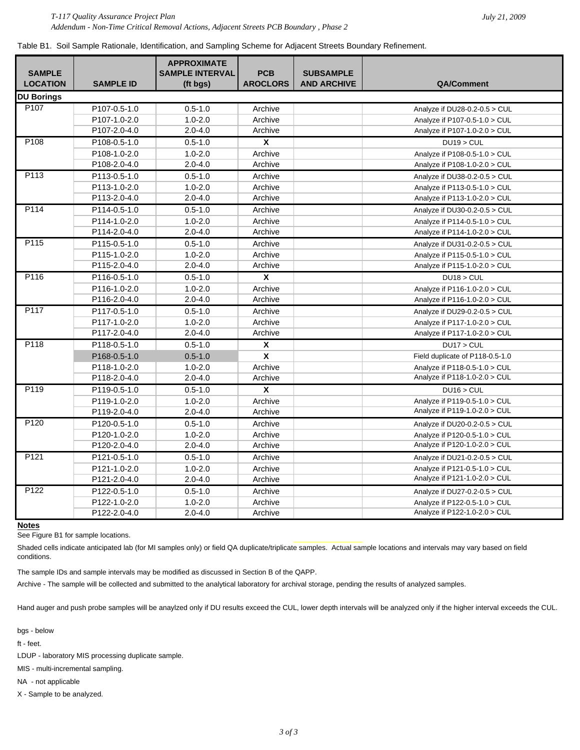Table B1. Soil Sample Rationale, Identification, and Sampling Scheme for Adjacent Streets Boundary Refinement.

| SAMPLE LOCATION | SAMPLE ID | APPROXIMATE SAMPLE INTERVAL (ft bgs) | PCB AROCLORS | SUBSAMPLE AND ARCHIVE | QA/Comment |
|---|---|---|---|---|---|
| **DU Borings** | | | | | |
| P107 | P107-0.5-1.0 | 0.5-1.0 | Archive | | Analyze if DU28-0.2-0.5 > CUL |
| | P107-1.0-2.0 | 1.0-2.0 | Archive | | Analyze if P107-0.5-1.0 > CUL |
| | P107-2.0-4.0 | 2.0-4.0 | Archive | | Analyze if P107-1.0-2.0 > CUL |
| P108 | P108-0.5-1.0 | 0.5-1.0 | X | | DU19 > CUL |
| | P108-1.0-2.0 | 1.0-2.0 | Archive | | Analyze if P108-0.5-1.0 > CUL |
| | P108-2.0-4.0 | 2.0-4.0 | Archive | | Analyze if P108-1.0-2.0 > CUL |
| P113 | P113-0.5-1.0 | 0.5-1.0 | Archive | | Analyze if DU38-0.2-0.5 > CUL |
| | P113-1.0-2.0 | 1.0-2.0 | Archive | | Analyze if P113-0.5-1.0 > CUL |
| | P113-2.0-4.0 | 2.0-4.0 | Archive | | Analyze if P113-1.0-2.0 > CUL |
| P114 | P114-0.5-1.0 | 0.5-1.0 | Archive | | Analyze if DU30-0.2-0.5 > CUL |
| | P114-1.0-2.0 | 1.0-2.0 | Archive | | Analyze if P114-0.5-1.0 > CUL |
| | P114-2.0-4.0 | 2.0-4.0 | Archive | | Analyze if P114-1.0-2.0 > CUL |
| P115 | P115-0.5-1.0 | 0.5-1.0 | Archive | | Analyze if DU31-0.2-0.5 > CUL |
| | P115-1.0-2.0 | 1.0-2.0 | Archive | | Analyze if P115-0.5-1.0 > CUL |
| | P115-2.0-4.0 | 2.0-4.0 | Archive | | Analyze if P115-1.0-2.0 > CUL |
| P116 | P116-0.5-1.0 | 0.5-1.0 | X | | DU18 > CUL |
| | P116-1.0-2.0 | 1.0-2.0 | Archive | | Analyze if P116-1.0-2.0 > CUL |
| | P116-2.0-4.0 | 2.0-4.0 | Archive | | Analyze if P116-1.0-2.0 > CUL |
| P117 | P117-0.5-1.0 | 0.5-1.0 | Archive | | Analyze if DU29-0.2-0.5 > CUL |
| | P117-1.0-2.0 | 1.0-2.0 | Archive | | Analyze if P117-1.0-2.0 > CUL |
| | P117-2.0-4.0 | 2.0-4.0 | Archive | | Analyze if P117-1.0-2.0 > CUL |
| P118 | P118-0.5-1.0 | 0.5-1.0 | X | | DU17 > CUL |
| | P168-0.5-1.0 | 0.5-1.0 | X | | Field duplicate of P118-0.5-1.0 |
| | P118-1.0-2.0 | 1.0-2.0 | Archive | | Analyze if P118-0.5-1.0 > CUL |
| | P118-2.0-4.0 | 2.0-4.0 | Archive | | Analyze if P118-1.0-2.0 > CUL |
| P119 | P119-0.5-1.0 | 0.5-1.0 | X | | DU16 > CUL |
| | P119-1.0-2.0 | 1.0-2.0 | Archive | | Analyze if P119-0.5-1.0 > CUL |
| | P119-2.0-4.0 | 2.0-4.0 | Archive | | Analyze if P119-1.0-2.0 > CUL |
| P120 | P120-0.5-1.0 | 0.5-1.0 | Archive | | Analyze if DU20-0.2-0.5 > CUL |
| | P120-1.0-2.0 | 1.0-2.0 | Archive | | Analyze if P120-0.5-1.0 > CUL |
| | P120-2.0-4.0 | 2.0-4.0 | Archive | | Analyze if P120-1.0-2.0 > CUL |
| P121 | P121-0.5-1.0 | 0.5-1.0 | Archive | | Analyze if DU21-0.2-0.5 > CUL |
| | P121-1.0-2.0 | 1.0-2.0 | Archive | | Analyze if P121-0.5-1.0 > CUL |
| | P121-2.0-4.0 | 2.0-4.0 | Archive | | Analyze if P121-1.0-2.0 > CUL |
| P122 | P122-0.5-1.0 | 0.5-1.0 | Archive | | Analyze if DU27-0.2-0.5 > CUL |
| | P122-1.0-2.0 | 1.0-2.0 | Archive | | Analyze if P122-0.5-1.0 > CUL |
| | P122-2.0-4.0 | 2.0-4.0 | Archive | | Analyze if P122-1.0-2.0 > CUL |

**Notes**

See Figure B1 for sample locations.

Shaded cells indicate anticipated lab (for MI samples only) or field QA duplicate/triplicate samples. Actual sample locations and intervals may vary based on field conditions.

The sample IDs and sample intervals may be modified as discussed in Section B of the QAPP.

Archive - The sample will be collected and submitted to the analytical laboratory for archival storage, pending the results of analyzed samples.

Hand auger and push probe samples will be anaylzed only if DU results exceed the CUL, lower depth intervals will be analyzed only if the higher interval exceeds the CUL.

bgs - below

ft - feet.

LDUP - laboratory MIS processing duplicate sample.

MIS - multi-incremental sampling.

NA - not applicable

X - Sample to be analyzed.